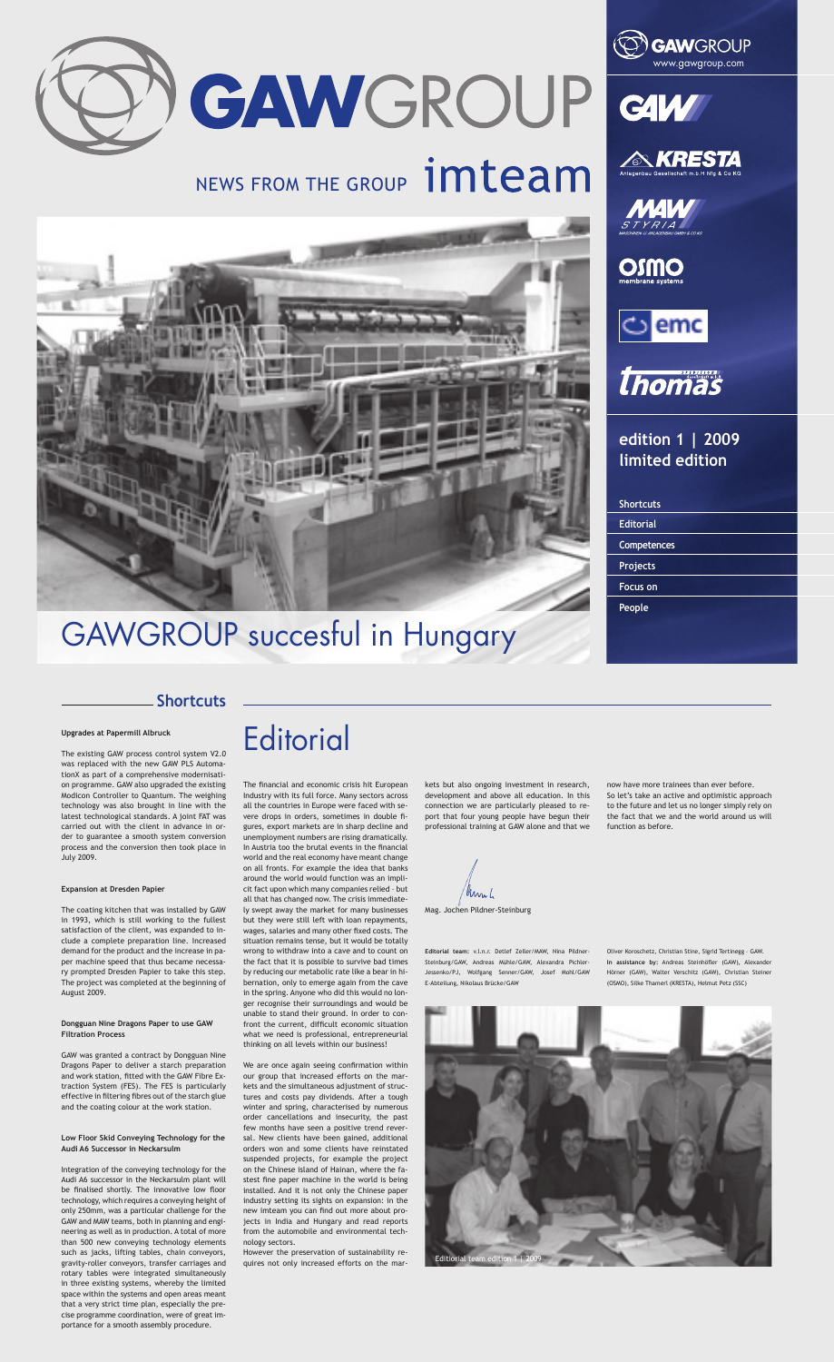# GAWGROUP

## NEWS FROM THE GROUP imteam

# GAWGROUP succesful in Hungary

GAWGROUP
www.gawgroup.com

GAW

KRESTA
Anlagenbau Gesellschaft m.b.H Nfg & Co KG

MAW STYRIA
MASCHINEN- U. ANLAGENBAU GMBH & CO KG

OSMO
membrane systems

emc

thomas

**edition 1 | 2009**
**limited edition**

- Shortcuts
- Editorial
- Competences
- Projects
- Focus on
- People

## Shortcuts

**Upgrades at Papermill Albruck**

The existing GAW process control system V2.0 was replaced with the new GAW PLS AutomationX as part of a comprehensive modernisation programme. GAW also upgraded the existing Modicon Controller to Quantum. The weighing technology was also brought in line with the latest technological standards. A joint FAT was carried out with the client in advance in order to guarantee a smooth system conversion process and the conversion then took place in July 2009.

**Expansion at Dresden Papier**

The coating kitchen that was installed by GAW in 1993, which is still working to the fullest satisfaction of the client, was expanded to include a complete preparation line. Increased demand for the product and the increase in paper machine speed that thus became necessary prompted Dresden Papier to take this step. The project was completed at the beginning of August 2009.

**Dongguan Nine Dragons Paper to use GAW Filtration Process**

GAW was granted a contract by Dongguan Nine Dragons Paper to deliver a starch preparation and work station, fitted with the GAW Fibre Extraction System (FES). The FES is particularly effective in filtering fibres out of the starch glue and the coating colour at the work station.

**Low Floor Skid Conveying Technology for the Audi A6 Successor in Neckarsulm**

Integration of the conveying technology for the Audi A6 successor in the Neckarsulm plant will be finalised shortly. The innovative low floor technology, which requires a conveying height of only 250mm, was a particular challenge for the GAW and MAW teams, both in planning and engineering as well as in production. A total of more than 500 new conveying technology elements such as jacks, lifting tables, chain conveyors, gravity-roller conveyors, transfer carriages and rotary tables were integrated simultaneously in three existing systems, whereby the limited space within the systems and open areas meant that a very strict time plan, especially the precise programme coordination, were of great importance for a smooth assembly procedure.

# Editorial

The financial and economic crisis hit European industry with its full force. Many sectors across all the countries in Europe were faced with severe drops in orders, sometimes in double figures, export markets are in sharp decline and unemployment numbers are rising dramatically. In Austria too the brutal events in the financial world and the real economy have meant change on all fronts. For example the idea that banks around the world would function was an implicit fact upon which many companies relied - but all that has changed now. The crisis immediately swept away the market for many businesses but they were still left with loan repayments, wages, salaries and many other fixed costs. The situation remains tense, but it would be totally wrong to withdraw into a cave and to count on the fact that it is possible to survive bad times by reducing our metabolic rate like a bear in hibernation, only to emerge again from the cave in the spring. Anyone who did this would no longer recognise their surroundings and would be unable to stand their ground. In order to confront the current, difficult economic situation what we need is professional, entrepreneurial thinking on all levels within our business!

We are once again seeing confirmation within our group that increased efforts on the markets and the simultaneous adjustment of structures and costs pay dividends. After a tough winter and spring, characterised by numerous order cancellations and insecurity, the past few months have seen a positive trend reversal. New clients have been gained, additional orders won and some clients have reinstated suspended projects, for example the project on the Chinese island of Hainan, where the fastest fine paper machine in the world is being installed. And it is not only the Chinese paper industry setting its sights on expansion: in the new imteam you can find out more about projects in India and Hungary and read reports from the automobile and environmental technology sectors.

However the preservation of sustainability requires not only increased efforts on the markets but also ongoing investment in research, development and above all education. In this connection we are particularly pleased to report that four young people have begun their professional training at GAW alone and that we now have more trainees than ever before. So let's take an active and optimistic approach to the future and let us no longer simply rely on the fact that we and the world around us will function as before.

Mag. Jochen Pildner-Steinburg

**Editorial team:** v.l.n.r. Detlef Zeller/MAW, Nina Pildner-Steinburg/GAW, Andreas Mühle/GAW, Alexandra Pichler-Jessenko/PJ, Wolfgang Senner/GAW, Josef Mahl/GAW E-Abteilung, Nikolaus Brücke/GAW Oliver Koroschetz, Christian Stine, Sigrid Tertinegg – GAW.
**In assistance by:** Andreas Steinhöfler (GAW), Alexander Hörner (GAW), Walter Verschitz (GAW), Christian Steiner (OSMO), Silke Thamerl (KRESTA), Helmut Petz (SSC)

Editorial team edition 1 | 2009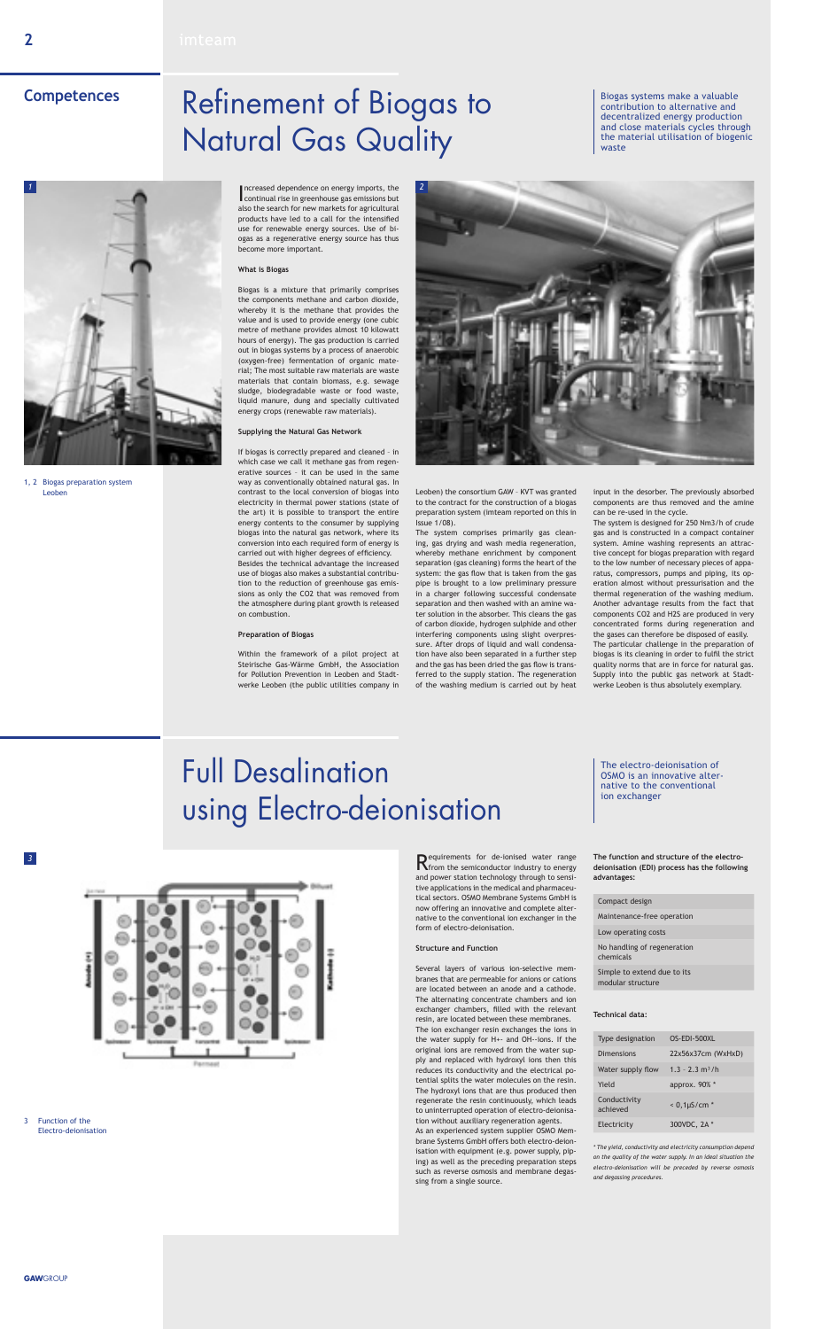## Competences

# Refinement of Biogas to Natural Gas Quality

Biogas systems make a valuable contribution to alternative and decentralized energy production and close materials cycles through the material utilisation of biogenic waste

1, 2 Biogas preparation system Leoben

Increased dependence on energy imports, the continual rise in greenhouse gas emissions but also the search for new markets for agricultural products have led to a call for the intensified use for renewable energy sources. Use of biogas as a regenerative energy source has thus become more important.

### What is Biogas

Biogas is a mixture that primarily comprises the components methane and carbon dioxide, whereby it is the methane that provides the value and is used to provide energy (one cubic metre of methane provides almost 10 kilowatt hours of energy). The gas production is carried out in biogas systems by a process of anaerobic (oxygen-free) fermentation of organic material; The most suitable raw materials are waste materials that contain biomass, e.g. sewage sludge, biodegradable waste or food waste, liquid manure, dung and specially cultivated energy crops (renewable raw materials).

### Supplying the Natural Gas Network

If biogas is correctly prepared and cleaned – in which case we call it methane gas from regenerative sources – it can be used in the same way as conventionally obtained natural gas. In contrast to the local conversion of biogas into electricity in thermal power stations (state of the art) it is possible to transport the entire energy contents to the consumer by supplying biogas into the natural gas network, where its conversion into each required form of energy is carried out with higher degrees of efficiency. Besides the technical advantage the increased use of biogas also makes a substantial contribution to the reduction of greenhouse gas emissions as only the CO2 that was removed from the atmosphere during plant growth is released on combustion.

### Preparation of Biogas

Within the framework of a pilot project at Steirische Gas-Wärme GmbH, the Association for Pollution Prevention in Leoben and Stadtwerke Leoben (the public utilities company in Leoben) the consortium GAW – KVT was granted to the contract for the construction of a biogas preparation system (imteam reported on this in issue 1/08).

The system comprises primarily gas cleaning, gas drying and wash media regeneration, whereby methane enrichment by component separation (gas cleaning) forms the heart of the system: the gas flow that is taken from the gas pipe is brought to a low preliminary pressure in a charger following successful condensate separation and then washed with an amine water solution in the absorber. This cleans the gas of carbon dioxide, hydrogen sulphide and other interfering components using slight overpressure. After drops of liquid and wall condensation have also been separated in a further step and the gas has been dried the gas flow is transferred to the supply station. The regeneration of the washing medium is carried out by heat input in the desorber. The previously absorbed components are thus removed and the amine can be re-used in the cycle.

The system is designed for 250 Nm3/h of crude gas and is constructed in a compact container system. Amine washing represents an attractive concept for biogas preparation with regard to the low number of necessary pieces of apparatus, compressors, pumps and piping, its operation almost without pressurisation and the thermal regeneration of the washing medium. Another advantage results from the fact that components CO2 and H2S are produced in very concentrated forms during regeneration and the gases can therefore be disposed of easily.

The particular challenge in the preparation of biogas is its cleaning in order to fulfil the strict quality norms that are in force for natural gas. Supply into the public gas network at Stadtwerke Leoben is thus absolutely exemplary.

# Full Desalination using Electro-deionisation

The electro-deionisation of OSMO is an innovative alternative to the conventional ion exchanger

3 Function of the Electro-deionisation

Requirements for de-ionised water range from the semiconductor industry to energy and power station technology through to sensitive applications in the medical and pharmaceutical sectors. OSMO Membrane Systems GmbH is now offering an innovative and complete alternative to the conventional ion exchanger in the form of electro-deionisation.

### Structure and Function

Several layers of various ion-selective membranes that are permeable for anions or cations are located between an anode and a cathode. The alternating concentrate chambers and ion exchanger chambers, filled with the relevant resin, are located between these membranes.

The ion exchanger resin exchanges the ions in the water supply for H+- and OH–-ions. If the original ions are removed from the water supply and replaced with hydroxyl ions then this reduces its conductivity and the electrical potential splits the water molecules on the resin. The hydroxyl ions that are thus produced then regenerate the resin continuously, which leads to uninterrupted operation of electro-deionisation without auxiliary regeneration agents.

As an experienced system supplier OSMO Membrane Systems GmbH offers both electro-deionisation with equipment (e.g. power supply, piping) as well as the preceding preparation steps such as reverse osmosis and membrane degassing from a single source.

**The function and structure of the electro-deionisation (EDI) process has the following advantages:**

- Compact design
- Maintenance-free operation
- Low operating costs
- No handling of regeneration chemicals
- Simple to extend due to its modular structure

**Technical data:**

| | |
|---|---|
| Type designation | OS-EDI-500XL |
| Dimensions | 22x56x37cm (WxHxD) |
| Water supply flow | 1.3 – 2.3 $m^3$/h |
| Yield | approx. 90% * |
| Conductivity achieved | < 0,1µS/cm * |
| Electricity | 300VDC, 2A * |

*\* The yield, conductivity and electricity consumption depend on the quality of the water supply. In an ideal situation the electro-deionisation will be preceded by reverse osmosis and degassing procedures.*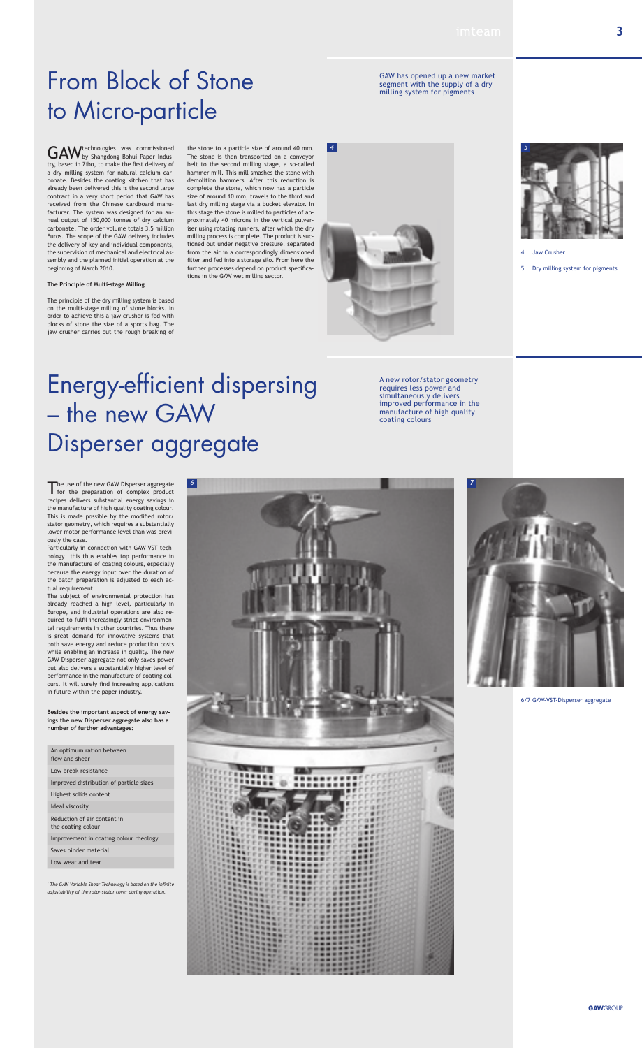# From Block of Stone to Micro-particle

GAW has opened up a new market segment with the supply of a dry milling system for pigments

GAW technologies was commissioned by Shangdong Bohui Paper Industry, based in Zibo, to make the first delivery of a dry milling system for natural calcium carbonate. Besides the coating kitchen that has already been delivered this is the second large contract in a very short period that GAW has received from the Chinese cardboard manufacturer. The system was designed for an annual output of 150,000 tonnes of dry calcium carbonate. The order volume totals 3.5 million Euros. The scope of the GAW delivery includes the delivery of key and individual components, the supervision of mechanical and electrical assembly and the planned initial operation at the beginning of March 2010. .

**The Principle of Multi-stage Milling**

The principle of the dry milling system is based on the multi-stage milling of stone blocks. In order to achieve this a jaw crusher is fed with blocks of stone the size of a sports bag. The jaw crusher carries out the rough breaking of the stone to a particle size of around 40 mm. The stone is then transported on a conveyor belt to the second milling stage, a so-called hammer mill. This mill smashes the stone with demolition hammers. After this reduction is complete the stone, which now has a particle size of around 10 mm, travels to the third and last dry milling stage via a bucket elevator. In this stage the stone is milled to particles of approximately 40 microns in the vertical pulveriser using rotating runners, after which the dry milling process is complete. The product is suctioned out under negative pressure, separated from the air in a correspondingly dimensioned filter and fed into a storage silo. From here the further processes depend on product specifications in the GAW wet milling sector.

4 Jaw Crusher

5 Dry milling system for pigments

# Energy-efficient dispersing – the new GAW Disperser aggregate

A new rotor/stator geometry requires less power and simultaneously delivers improved performance in the manufacture of high quality coating colours

The use of the new GAW Disperser aggregate for the preparation of complex product recipes delivers substantial energy savings in the manufacture of high quality coating colour. This is made possible by the modified rotor/stator geometry, which requires a substantially lower motor performance level than was previously the case.

Particularly in connection with GAW-VST technology this thus enables top performance in the manufacture of coating colours, especially because the energy input over the duration of the batch preparation is adjusted to each actual requirement.

The subject of environmental protection has already reached a high level, particularly in Europe, and industrial operations are also required to fulfil increasingly strict environmental requirements in other countries. Thus there is great demand for innovative systems that both save energy and reduce production costs while enabling an increase in quality. The new GAW Disperser aggregate not only saves power but also delivers a substantially higher level of performance in the manufacture of coating colours. It will surely find increasing applications in future within the paper industry.

**Besides the important aspect of energy savings the new Disperser aggregate also has a number of further advantages:**

- An optimum ration between flow and shear
- Low break resistance
- Improved distribution of particle sizes
- Highest solids content
- Ideal viscosity
- Reduction of air content in the coating colour
- Improvement in coating colour rheology
- Saves binder material
- Low wear and tear

*[1] The GAW Variable Shear Technology is based on the infinite adjustability of the rotor-stator cover during operation.*

6/7 GAW-VST-Disperser aggregate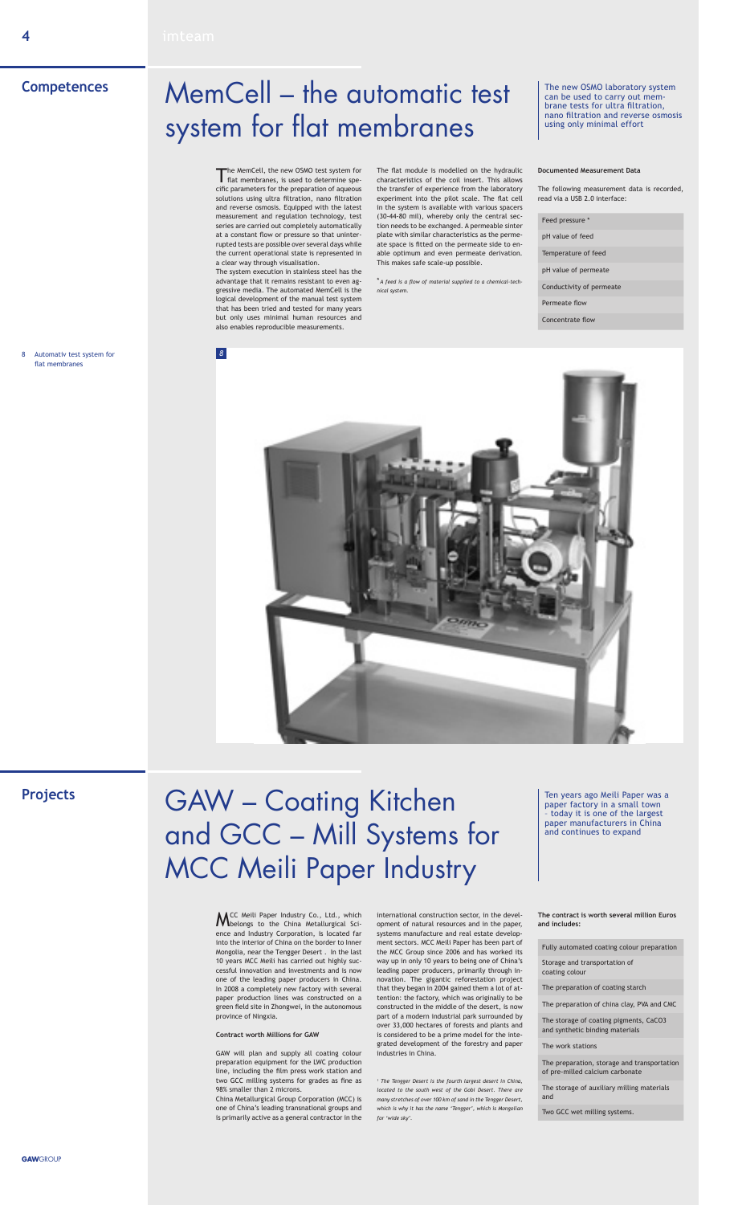## Competences

# MemCell – the automatic test system for flat membranes

The new OSMO laboratory system can be used to carry out membrane tests for ultra filtration, nano filtration and reverse osmosis using only minimal effort

The MemCell, the new OSMO test system for flat membranes, is used to determine specific parameters for the preparation of aqueous solutions using ultra filtration, nano filtration and reverse osmosis. Equipped with the latest measurement and regulation technology, test series are carried out completely automatically at a constant flow or pressure so that uninterrupted tests are possible over several days while the current operational state is represented in a clear way through visualisation.

The system execution in stainless steel has the advantage that it remains resistant to even aggressive media. The automated MemCell is the logical development of the manual test system that has been tried and tested for many years but only uses minimal human resources and also enables reproducible measurements.

The flat module is modelled on the hydraulic characteristics of the coil insert. This allows the transfer of experience from the laboratory experiment into the pilot scale. The flat cell in the system is available with various spacers (30-44-80 mil), whereby only the central section needs to be exchanged. A permeable sinter plate with similar characteristics as the permeate space is fitted on the permeate side to enable optimum and even permeate derivation. This makes safe scale-up possible.

*\* A feed is a flow of material supplied to a chemical-technical system.*

**Documented Measurement Data**

The following measurement data is recorded, read via a USB 2.0 interface:

- Feed pressure *
- pH value of feed
- Temperature of feed
- pH value of permeate
- Conductivity of permeate
- Permeate flow
- Concentrate flow

8 Automativ test system for flat membranes

## Projects

# GAW – Coating Kitchen and GCC – Mill Systems for MCC Meili Paper Industry

Ten years ago Meili Paper was a paper factory in a small town – today it is one of the largest paper manufacturers in China and continues to expand

MCC Meili Paper Industry Co., Ltd., which belongs to the China Metallurgical Science and Industry Corporation, is located far into the interior of China on the border to Inner Mongolia, near the Tengger Desert . In the last 10 years MCC Meili has carried out highly successful innovation and investments and is now one of the leading paper producers in China. In 2008 a completely new factory with several paper production lines was constructed on a green field site in Zhongwei, in the autonomous province of Ningxia.

**Contract worth Millions for GAW**

GAW will plan and supply all coating colour preparation equipment for the LWC production line, including the film press work station and two GCC milling systems for grades as fine as 98% smaller than 2 microns.

China Metallurgical Group Corporation (MCC) is one of China's leading transnational groups and is primarily active as a general contractor in the international construction sector, in the development of natural resources and in the paper, systems manufacture and real estate development sectors. MCC Meili Paper has been part of the MCC Group since 2006 and has worked its way up in only 10 years to being one of China's leading paper producers, primarily through innovation. The gigantic reforestation project that they began in 2004 gained them a lot of attention: the factory, which was originally to be constructed in the middle of the desert, is now part of a modern industrial park surrounded by over 33,000 hectares of forests and plants and is considered to be a prime model for the integrated development of the forestry and paper industries in China.

*[1] The Tengger Desert is the fourth largest desert in China, located to the south west of the Gobi Desert. There are many stretches of over 100 km of sand in the Tengger Desert, which is why it has the name "Tengger", which is Mongolian for "wide sky".*

**The contract is worth several million Euros and includes:**

- Fully automated coating colour preparation
- Storage and transportation of coating colour
- The preparation of coating starch
- The preparation of china clay, PVA and CMC
- The storage of coating pigments, CaCO3 and synthetic binding materials
- The work stations
- The preparation, storage and transportation of pre-milled calcium carbonate
- The storage of auxiliary milling materials and
- Two GCC wet milling systems.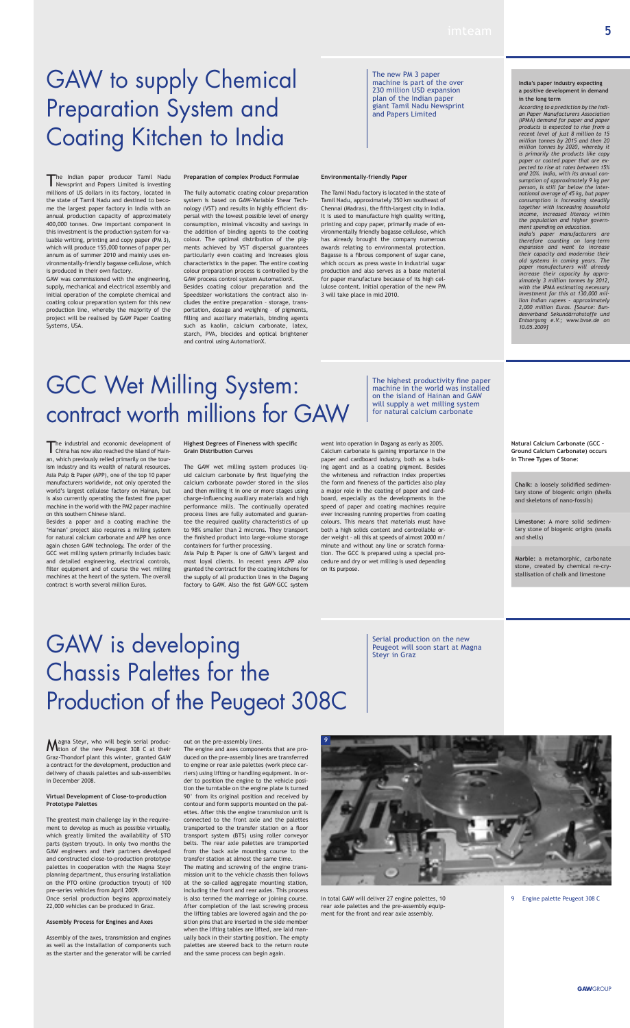# GAW to supply Chemical Preparation System and Coating Kitchen to India

The new PM 3 paper machine is part of the over 230 million USD expansion plan of the Indian paper giant Tamil Nadu Newsprint and Papers Limited

The Indian paper producer Tamil Nadu Newsprint and Papers Limited is investing millions of US dollars in its factory, located in the state of Tamil Nadu and destined to become the largest paper factory in India with an annual production capacity of approximately 400,000 tonnes. One important component in this investment is the production system for valuable writing, printing and copy paper (PM 3), which will produce 155,000 tonnes of paper per annum as of summer 2010 and mainly uses environmentally-friendly bagasse cellulose, which is produced in their own factory.

GAW was commissioned with the engineering, supply, mechanical and electrical assembly and initial operation of the complete chemical and coating colour preparation system for this new production line, whereby the majority of the project will be realised by GAW Paper Coating Systems, USA.

#### Preparation of complex Product Formulae

The fully automatic coating colour preparation system is based on GAW-Variable Shear Technology (VST) and results in highly efficient dispersal with the lowest possible level of energy consumption, minimal viscosity and savings in the addition of binding agents to the coating colour. The optimal distribution of the pigments achieved by VST dispersal guarantees particularly even coating and increases gloss characteristics in the paper. The entire coating colour preparation process is controlled by the GAW process control system AutomationX.

Besides coating colour preparation and the Speedsizer workstations the contract also includes the entire preparation – storage, transportation, dosage and weighing – of pigments, filling and auxiliary materials, binding agents such as kaolin, calcium carbonate, latex, starch, PVA, biocides and optical brightener and control using AutomationX.

#### Environmentally-friendly Paper

The Tamil Nadu factory is located in the state of Tamil Nadu, approximately 350 km southeast of Chennai (Madras), the fifth-largest city in India. It is used to manufacture high quality writing, printing and copy paper, primarily made of environmentally friendly bagasse cellulose, which has already brought the company numerous awards relating to environmental protection. Bagasse is a fibrous component of sugar cane, which occurs as press waste in industrial sugar production and also serves as a base material for paper manufacture because of its high cellulose content. Initial operation of the new PM 3 will take place in mid 2010.

**India's paper industry expecting a positive development in demand in the long term**

*According to a prediction by the Indian Paper Manufacturers Association (IPMA) demand for paper and paper products is expected to rise from a recent level of just 8 million to 15 million tonnes by 2015 and then 20 million tonnes by 2020, whereby it is primarily the products like copy paper or coated paper that are expected to rise at rates between 15% and 20%. India, with its annual consumption of approximately 9 kg per person, is still far below the international average of 45 kg, but paper consumption is increasing steadily together with increasing household income, increased literacy within the population and higher government spending on education.*

*India's paper manufacturers are therefore counting on long-term expansion and want to increase their capacity and modernise their old systems in coming years. The paper manufacturers will already increase their capacity by approximately 3 million tonnes by 2012, with the IPMA estimating necessary investment for this at 130,000 million Indian rupees – approximately 2,000 million Euros. [Source: Bundesverband Sekundärrohstoffe und Entsorgung e.V.; www.bvse.de on 10.05.2009]*

# GCC Wet Milling System: contract worth millions for GAW

The highest productivity fine paper machine in the world was installed on the island of Hainan and GAW will supply a wet milling system for natural calcium carbonate

The industrial and economic development of China has now also reached the island of Hainan, which previously relied primarily on the tourism industry and its wealth of natural resources. Asia Pulp & Paper (APP), one of the top 10 paper manufacturers worldwide, not only operated the world's largest cellulose factory on Hainan, but is also currently operating the fastest fine paper machine in the world with the PM2 paper machine on this southern Chinese island.

Besides a paper and a coating machine the 'Hainan' project also requires a milling system for natural calcium carbonate and APP has once again chosen GAW technology. The order of the GCC wet milling system primarily includes basic and detailed engineering, electrical controls, filter equipment and of course the wet milling machines at the heart of the system. The overall contract is worth several million Euros.

#### Highest Degrees of Fineness with specific Grain Distribution Curves

The GAW wet milling system produces liquid calcium carbonate by first liquefying the calcium carbonate powder stored in the silos and then milling it in one or more stages using charge-influencing auxiliary materials and high performance mills. The continually operated process lines are fully automated and guarantee the required quality characteristics of up to 98% smaller than 2 microns. They transport the finished product into large-volume storage containers for further processing.

Asia Pulp & Paper is one of GAW's largest and most loyal clients. In recent years APP also granted the contract for the coating kitchens for the supply of all production lines in the Dagang factory to GAW. Also the fist GAW-GCC system went into operation in Dagang as early as 2005.

Calcium carbonate is gaining importance in the paper and cardboard industry, both as a bulking agent and as a coating pigment. Besides the whiteness and refraction index properties the form and fineness of the particles also play a major role in the coating of paper and cardboard, especially as the developments in the speed of paper and coating machines require ever increasing running properties from coating colours. This means that materials must have both a high solids content and controllable order weight – all this at speeds of almost 2000 m/minute and without any line or scratch formation. The GCC is prepared using a special procedure and dry or wet milling is used depending on its purpose.

**Natural Calcium Carbonate (GCC – Ground Calcium Carbonate) occurs in Three Types of Stone:**

**Chalk:** a loosely solidified sedimentary stone of biogenic origin (shells and skeletons of nano-fossils)

**Limestone:** A more solid sedimentary stone of biogenic origins (snails and shells)

**Marble:** a metamorphic, carbonate stone, created by chemical re-crystallisation of chalk and limestone

# GAW is developing Chassis Palettes for the Production of the Peugeot 308C

Serial production on the new Peugeot will soon start at Magna Steyr in Graz

Magna Steyr, who will begin serial production of the new Peugeot 308 C at their Graz-Thondorf plant this winter, granted GAW a contract for the development, production and delivery of chassis palettes and sub-assemblies in December 2008.

#### Virtual Development of Close-to-production Prototype Palettes

The greatest main challenge lay in the requirement to develop as much as possible virtually, which greatly limited the availability of STO parts (system tryout). In only two months the GAW engineers and their partners developed and constructed close-to-production prototype palettes in cooperation with the Magna Steyr planning department, thus ensuring installation on the PTO online (production tryout) of 100 pre-series vehicles from April 2009.

Once serial production begins approximately 22,000 vehicles can be produced in Graz.

#### Assembly Process for Engines and Axes

Assembly of the axes, transmission and engines as well as the installation of components such as the starter and the generator will be carried out on the pre-assembly lines.

The engine and axes components that are produced on the pre-assembly lines are transferred to engine or rear axle palettes (work piece carriers) using lifting or handling equipment. In order to position the engine to the vehicle position the turntable on the engine plate is turned 90° from its original position and received by contour and form supports mounted on the palettes. After this the engine transmission unit is connected to the front axle and the palettes transported to the transfer station on a floor transport system (BTS) using roller conveyor belts. The rear axle palettes are transported from the back axle mounting course to the transfer station at almost the same time.

The mating and screwing of the engine transmission unit to the vehicle chassis then follows at the so-called aggregate mounting station, including the front and rear axles. This process is also termed the marriage or joining course. After completion of the last screwing process the lifting tables are lowered again and the position pins that are inserted in the side member when the lifting tables are lifted, are laid manually back in their starting position. The empty palettes are steered back to the return route and the same process can begin again.

In total GAW will deliver 27 engine palettes, 10 rear axle palettes and the pre-assembly equipment for the front and rear axle assembly.

9 Engine palette Peugeot 308 C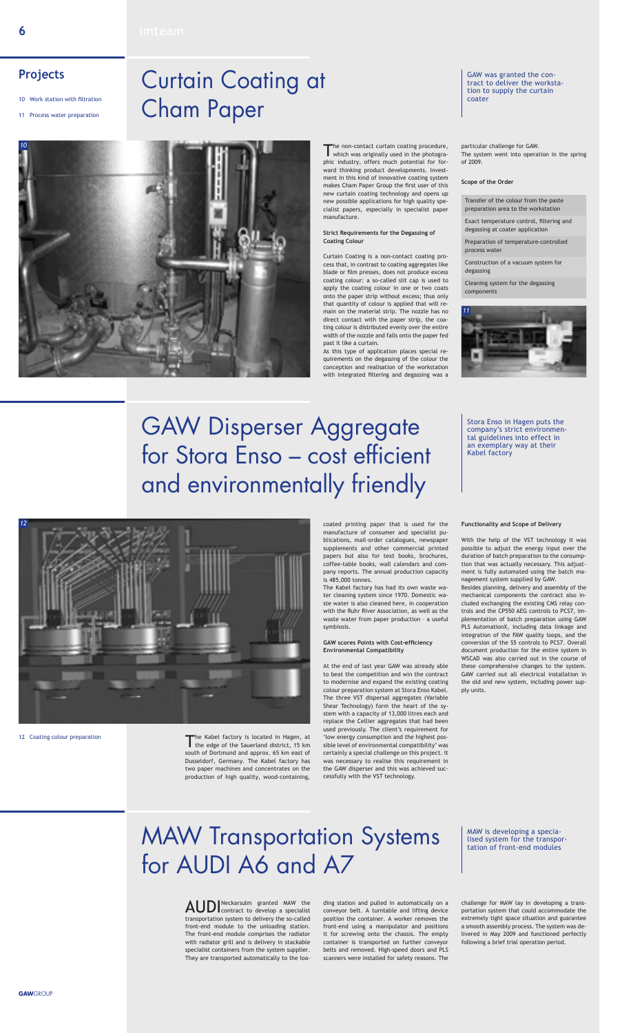## Projects

10 Work station with filtration

11 Process water preparation

# Curtain Coating at Cham Paper

GAW was granted the contract to deliver the workstation to supply the curtain coater

The non-contact curtain coating procedure, which was originally used in the photographic industry, offers much potential for forward thinking product developments. Investment in this kind of innovative coating system makes Cham Paper Group the first user of this new curtain coating technology and opens up new possible applications for high quality specialist papers, especially in specialist paper manufacture.

### Strict Requirements for the Degassing of Coating Colour

Curtain Coating is a non-contact coating process that, in contrast to coating aggregates like blade or film presses, does not produce excess coating colour: a so-called slit cap is used to apply the coating colour in one or two coats onto the paper strip without excess; thus only that quantity of colour is applied that will remain on the material strip. The nozzle has no direct contact with the paper strip, the coating colour is distributed evenly over the entire width of the nozzle and falls onto the paper fed past it like a curtain.

As this type of application places special requirements on the degassing of the colour the conception and realisation of the workstation with integrated filtering and degassing was a particular challenge for GAW.

The system went into operation in the spring of 2009.

### Scope of the Order

- Transfer of the colour from the paste preparation area to the workstation
- Exact temperature control, filtering and degassing at coater application
- Preparation of temperature-controlled process water
- Construction of a vacuum system for degassing
- Cleaning system for the degassing components

# GAW Disperser Aggregate for Stora Enso – cost efficient and environmentally friendly

Stora Enso in Hagen puts the company's strict environmental guidelines into effect in an exemplary way at their Kabel factory

12 Coating colour preparation

The Kabel factory is located in Hagen, at the edge of the Sauerland district, 15 km south of Dortmund and approx. 65 km east of Dusseldorf, Germany. The Kabel factory has two paper machines and concentrates on the production of high quality, wood-containing, coated printing paper that is used for the manufacture of consumer and specialist publications, mail-order catalogues, newspaper supplements and other commercial printed papers but also for text books, brochures, coffee-table books, wall calendars and company reports. The annual production capacity is 485,000 tonnes.

The Kabel factory has had its own waste water cleaning system since 1970. Domestic waste water is also cleaned here, in cooperation with the Ruhr River Association, as well as the waste water from paper production – a useful symbiosis.

### GAW scores Points with Cost-efficiency Environmental Compatibility

At the end of last year GAW was already able to beat the competition and win the contract to modernise and expand the existing coating colour preparation system at Stora Enso Kabel. The three VST dispersal aggregates (Variable Shear Technology) form the heart of the system with a capacity of 13,000 litres each and replace the Cellier aggregates that had been used previously. The client's requirement for 'low energy consumption and the highest possible level of environmental compatibility' was certainly a special challenge on this project. It was necessary to realise this requirement in the GAW disperser and this was achieved successfully with the VST technology.

### Functionality and Scope of Delivery

With the help of the VST technology it was possible to adjust the energy input over the duration of batch preparation to the consumption that was actually necessary. This adjustment is fully automated using the batch management system supplied by GAW.

Besides planning, delivery and assembly of the mechanical components the contract also included exchanging the existing CMS relay controls and the CP550 AEG controls to PCS7, implementation of batch preparation using GAW PLS AutomationX, including data linkage and integration of the FAW quality loops, and the conversion of the S5 controls to PCS7. Overall document production for the entire system in WSCAD was also carried out in the course of these comprehensive changes to the system. GAW carried out all electrical installation in the old and new system, including power supply units.

# MAW Transportation Systems for AUDI A6 and A7

MAW is developing a specialised system for the transportation of front-end modules

AUDI Neckarsulm granted MAW the contract to develop a specialist transportation system to delivery the so-called front-end module to the unloading station. The front-end module comprises the radiator with radiator grill and is delivery in stackable specialist containers from the system supplier. They are transported automatically to the loading station and pulled in automatically on a conveyor belt. A turntable and lifting device position the container. A worker removes the front-end using a manipulator and positions it for screwing onto the chassis. The empty container is transported on further conveyor belts and removed. High-speed doors and PLS scanners were installed for safety reasons. The challenge for MAW lay in developing a transportation system that could accommodate the extremely tight space situation and guarantee a smooth assembly process. The system was delivered in May 2009 and functioned perfectly following a brief trial operation period.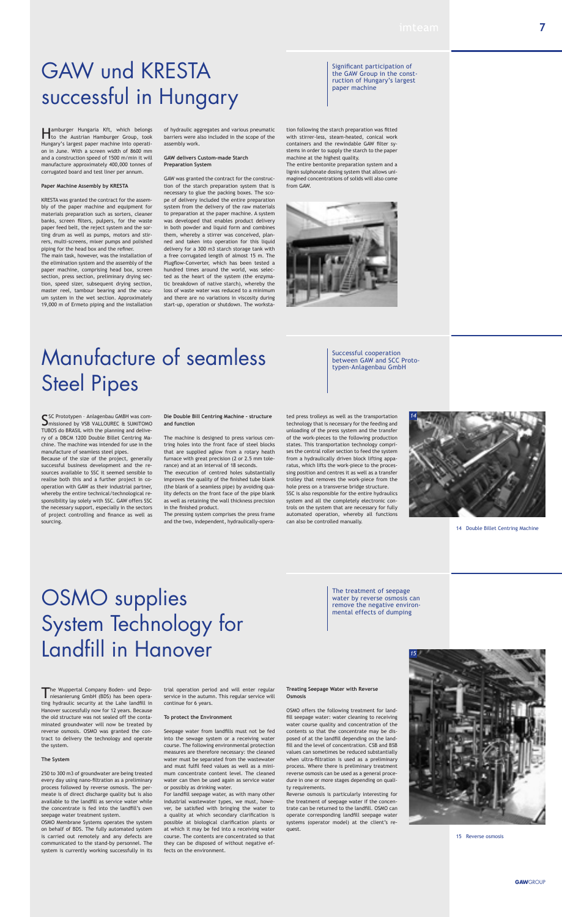# GAW und KRESTA successful in Hungary

Significant participation of the GAW Group in the construction of Hungary's largest paper machine

Hamburger Hungaria Kft, which belongs to the Austrian Hamburger Group, took Hungary's largest paper machine into operation in June. With a screen width of 8600 mm and a construction speed of 1500 m/min it will manufacture approximately 400,000 tonnes of corrugated board and test liner per annum.

### Paper Machine Assembly by KRESTA

KRESTA was granted the contract for the assembly of the paper machine and equipment for materials preparation such as sorters, cleaner banks, screen filters, pulpers, for the waste paper feed belt, the reject system and the sorting drum as well as pumps, motors and stirrers, multi-screens, mixer pumps and polished piping for the head box and the refiner.

The main task, however, was the installation of the elimination system and the assembly of the paper machine, comprising head box, screen section, press section, preliminary drying section, speed sizer, subsequent drying section, master reel, tambour bearing and the vacuum system in the wet section. Approximately 19,000 m of Ermeto piping and the installation of hydraulic aggregates and various pneumatic barriers were also included in the scope of the assembly work.

### GAW delivers Custom-made Starch Preparation System

GAW was granted the contract for the construction of the starch preparation system that is necessary to glue the packing boxes. The scope of delivery included the entire preparation system from the delivery of the raw materials to preparation at the paper machine. A system was developed that enables product delivery in both powder and liquid form and combines them, whereby a stirrer was conceived, planned and taken into operation for this liquid delivery for a 300 m3 starch storage tank with a free corrugated length of almost 15 m. The Plugflow-Converter, which has been tested a hundred times around the world, was selected as the heart of the system (the enzymatic breakdown of native starch), whereby the loss of waste water was reduced to a minimum and there are no variations in viscosity during start-up, operation or shutdown. The workstation following the starch preparation was fitted with stirrer-less, steam-heated, conical work containers and the rewindable GAW filter systems in order to supply the starch to the paper machine at the highest quality.

The entire bentonite preparation system and a lignin sulphonate dosing system that allows unimagined concentrations of solids will also come from GAW.

# Manufacture of seamless Steel Pipes

Successful cooperation between GAW and SCC Prototypen-Anlagenbau GmbH

SSC Prototypen – Anlagenbau GMBH was commissioned by VSB VALLOUREC & SUMITOMO TUBOS do BRASIL with the planning and delivery of a DBCM 1200 Double Billet Centring Machine. The machine was intended for use in the manufacture of seamless steel pipes.

Because of the size of the project, generally successful business development and the resources available to SSC it seemed sensible to realise both this and a further project in cooperation with GAW as their industrial partner, whereby the entire technical/technological responsibility lay solely with SSC. GAW offers SSC the necessary support, especially in the sectors of project controlling and finance as well as sourcing.

### Die Double Bill Centring Machine – structure and function

The machine is designed to press various centring holes into the front face of steel blocks that are supplied aglow from a rotary heath furnace with great precision (2 or 2.5 mm tolerance) and at an interval of 18 seconds.

The execution of centred holes substantially improves the quality of the finished tube blank (the blank of a seamless pipe) by avoiding quality defects on the front face of the pipe blank as well as retaining the wall thickness precision in the finished product.

The pressing system comprises the press frame and the two, independent, hydraulically-operated press trolleys as well as the transportation technology that is necessary for the feeding and unloading of the press system and the transfer of the work-pieces to the following production states. This transportation technology comprises the central roller section to feed the system from a hydraulically driven block lifting apparatus, which lifts the work-piece to the processing position and centres it as well as a transfer trolley that removes the work-piece from the hole press on a transverse bridge structure.

SSC is also responsible for the entire hydraulics system and all the completely electronic controls on the system that are necessary for fully automated operation, whereby all functions can also be controlled manually.

14 Double Billet Centring Machine

# OSMO supplies System Technology for Landfill in Hanover

The treatment of seepage water by reverse osmosis can remove the negative environmental effects of dumping

The Wuppertal Company Boden- und Deponiesanierung GmbH (BDS) has been operating hydraulic security at the Lahe landfill in Hanover successfully now for 12 years. Because the old structure was not sealed off the contaminated groundwater will now be treated by reverse osmosis. OSMO was granted the contract to delivery the technology and operate the system.

### The System

250 to 300 m3 of groundwater are being treated every day using nano-filtration as a preliminary process followed by reverse osmosis. The permeate is of direct discharge quality but is also available to the landfill as service water while the concentrate is fed into the landfill's own seepage water treatment system.

OSMO Membrane Systems operates the system on behalf of BDS. The fully automated system is carried out remotely and any defects are communicated to the stand-by personnel. The system is currently working successfully in its trial operation period and will enter regular service in the autumn. This regular service will continue for 6 years.

### To protect the Environment

Seepage water from landfills must not be fed into the sewage system or a receiving water course. The following environmental protection measures are therefore necessary: the cleaned water must be separated from the wastewater and must fulfil feed values as well as a minimum concentrate content level. The cleaned water can then be used again as service water or possibly as drinking water.

For landfill seepage water, as with many other industrial wastewater types, we must, however, be satisfied with bringing the water to a quality at which secondary clarification is possible at biological clarification plants or at which it may be fed into a receiving water course. The contents are concentrated so that they can be disposed of without negative effects on the environment.

### Treating Seepage Water with Reverse Osmosis

OSMO offers the following treatment for landfill seepage water: water cleaning to receiving water course quality and concentration of the contents so that the concentrate may be disposed of at the landfill depending on the landfill and the level of concentration. CSB and BSB values can sometimes be reduced substantially when ultra-filtration is used as a preliminary process. Where there is preliminary treatment reverse osmosis can be used as a general procedure in one or more stages depending on quality requirements.

Reverse osmosis is particularly interesting for the treatment of seepage water if the concentrate can be returned to the landfill. OSMO can operate corresponding landfill seepage water systems (operator model) at the client's request.

15 Reverse osmosis